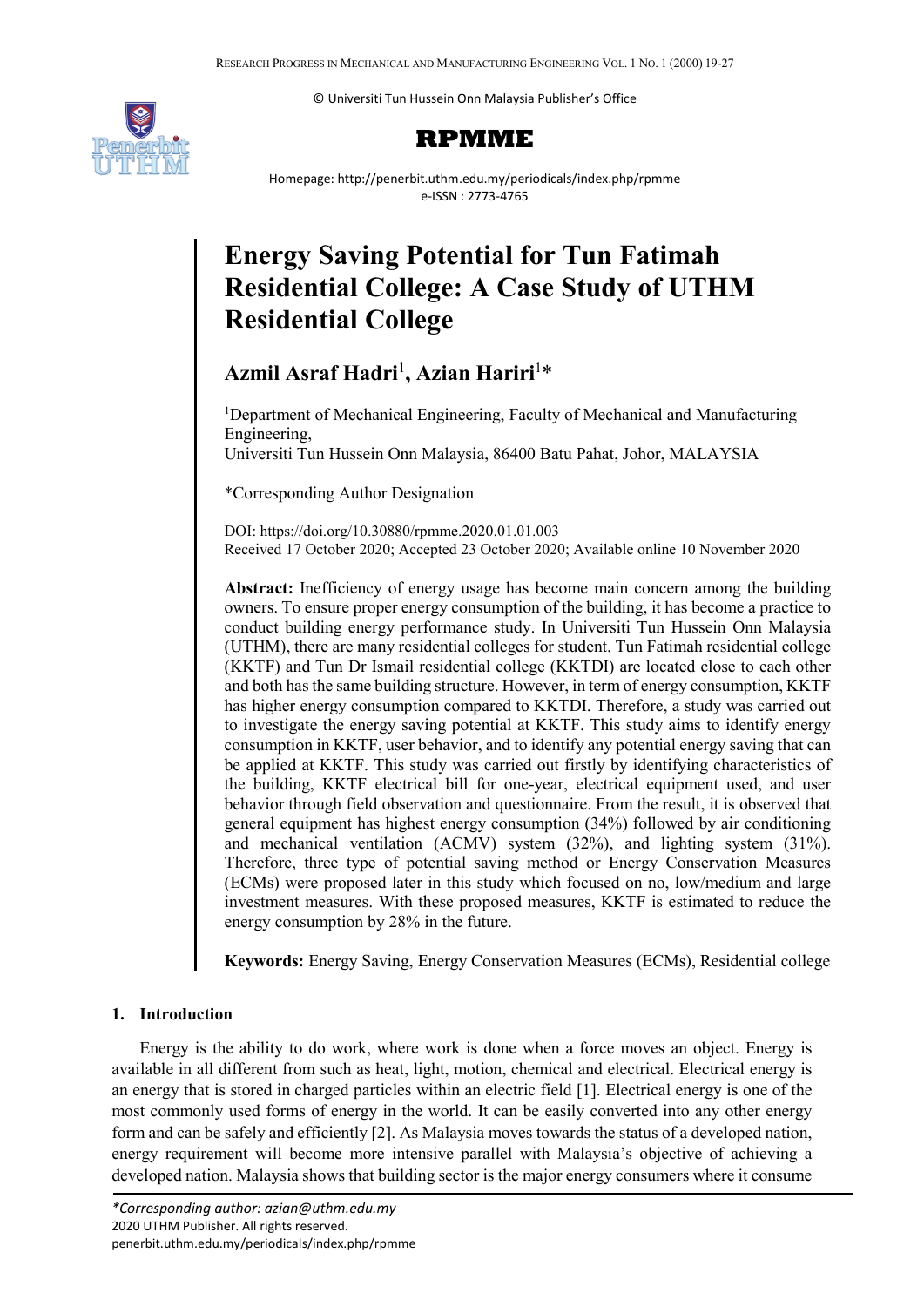© Universiti Tun Hussein Onn Malaysia Publisher's Office

**RPMME**

Homepage: http://penerbit.uthm.edu.my/periodicals/index.php/rpmme
e-ISSN : 2773-4765

# Energy Saving Potential for Tun Fatimah Residential College: A Case Study of UTHM Residential College

**Azmil Asraf Hadri**[1], **Azian Hariri**[1]*

[1]Department of Mechanical Engineering, Faculty of Mechanical and Manufacturing Engineering,
Universiti Tun Hussein Onn Malaysia, 86400 Batu Pahat, Johor, MALAYSIA

*Corresponding Author Designation

DOI: https://doi.org/10.30880/rpmme.2020.01.01.003
Received 17 October 2020; Accepted 23 October 2020; Available online 10 November 2020

**Abstract:** Inefficiency of energy usage has become main concern among the building owners. To ensure proper energy consumption of the building, it has become a practice to conduct building energy performance study. In Universiti Tun Hussein Onn Malaysia (UTHM), there are many residential colleges for student. Tun Fatimah residential college (KKTF) and Tun Dr Ismail residential college (KKTDI) are located close to each other and both has the same building structure. However, in term of energy consumption, KKTF has higher energy consumption compared to KKTDI. Therefore, a study was carried out to investigate the energy saving potential at KKTF. This study aims to identify energy consumption in KKTF, user behavior, and to identify any potential energy saving that can be applied at KKTF. This study was carried out firstly by identifying characteristics of the building, KKTF electrical bill for one-year, electrical equipment used, and user behavior through field observation and questionnaire. From the result, it is observed that general equipment has highest energy consumption (34%) followed by air conditioning and mechanical ventilation (ACMV) system (32%), and lighting system (31%). Therefore, three type of potential saving method or Energy Conservation Measures (ECMs) were proposed later in this study which focused on no, low/medium and large investment measures. With these proposed measures, KKTF is estimated to reduce the energy consumption by 28% in the future.

**Keywords:** Energy Saving, Energy Conservation Measures (ECMs), Residential college

## 1. Introduction

Energy is the ability to do work, where work is done when a force moves an object. Energy is available in all different from such as heat, light, motion, chemical and electrical. Electrical energy is an energy that is stored in charged particles within an electric field [1]. Electrical energy is one of the most commonly used forms of energy in the world. It can be easily converted into any other energy form and can be safely and efficiently [2]. As Malaysia moves towards the status of a developed nation, energy requirement will become more intensive parallel with Malaysia's objective of achieving a developed nation. Malaysia shows that building sector is the major energy consumers where it consume

*Corresponding author: azian@uthm.edu.my
2020 UTHM Publisher. All rights reserved.
penerbit.uthm.edu.my/periodicals/index.php/rpmme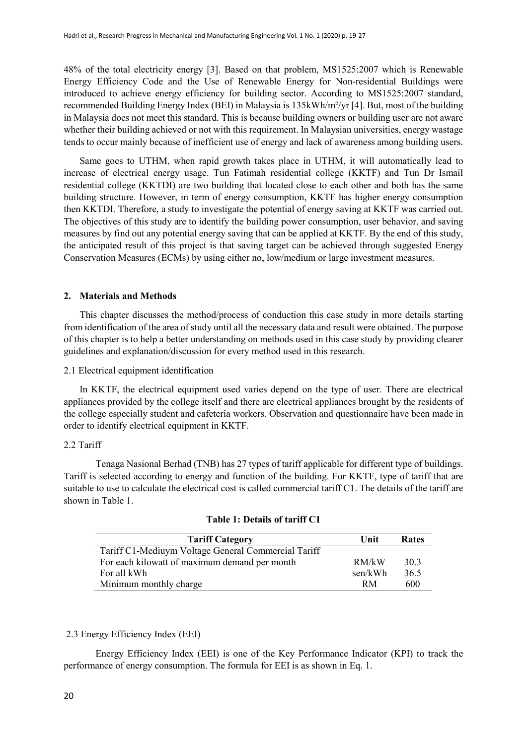48% of the total electricity energy [3]. Based on that problem, MS1525:2007 which is Renewable Energy Efficiency Code and the Use of Renewable Energy for Non-residential Buildings were introduced to achieve energy efficiency for building sector. According to MS1525:2007 standard, recommended Building Energy Index (BEI) in Malaysia is 135kWh/m²/yr [4]. But, most of the building in Malaysia does not meet this standard. This is because building owners or building user are not aware whether their building achieved or not with this requirement. In Malaysian universities, energy wastage tends to occur mainly because of inefficient use of energy and lack of awareness among building users.

Same goes to UTHM, when rapid growth takes place in UTHM, it will automatically lead to increase of electrical energy usage. Tun Fatimah residential college (KKTF) and Tun Dr Ismail residential college (KKTDI) are two building that located close to each other and both has the same building structure. However, in term of energy consumption, KKTF has higher energy consumption then KKTDI. Therefore, a study to investigate the potential of energy saving at KKTF was carried out. The objectives of this study are to identify the building power consumption, user behavior, and saving measures by find out any potential energy saving that can be applied at KKTF. By the end of this study, the anticipated result of this project is that saving target can be achieved through suggested Energy Conservation Measures (ECMs) by using either no, low/medium or large investment measures.

## 2. Materials and Methods

This chapter discusses the method/process of conduction this case study in more details starting from identification of the area of study until all the necessary data and result were obtained. The purpose of this chapter is to help a better understanding on methods used in this case study by providing clearer guidelines and explanation/discussion for every method used in this research.

### 2.1 Electrical equipment identification

In KKTF, the electrical equipment used varies depend on the type of user. There are electrical appliances provided by the college itself and there are electrical appliances brought by the residents of the college especially student and cafeteria workers. Observation and questionnaire have been made in order to identify electrical equipment in KKTF.

### 2.2 Tariff

Tenaga Nasional Berhad (TNB) has 27 types of tariff applicable for different type of buildings. Tariff is selected according to energy and function of the building. For KKTF, type of tariff that are suitable to use to calculate the electrical cost is called commercial tariff C1. The details of the tariff are shown in Table 1.

**Table 1: Details of tariff C1**

| Tariff Category | Unit | Rates |
|---|---|---|
| Tariff C1-Mediuym Voltage General Commercial Tariff | | |
| For each kilowatt of maximum demand per month | RM/kW | 30.3 |
| For all kWh | sen/kWh | 36.5 |
| Minimum monthly charge | RM | 600 |

### 2.3 Energy Efficiency Index (EEI)

Energy Efficiency Index (EEI) is one of the Key Performance Indicator (KPI) to track the performance of energy consumption. The formula for EEI is as shown in Eq. 1.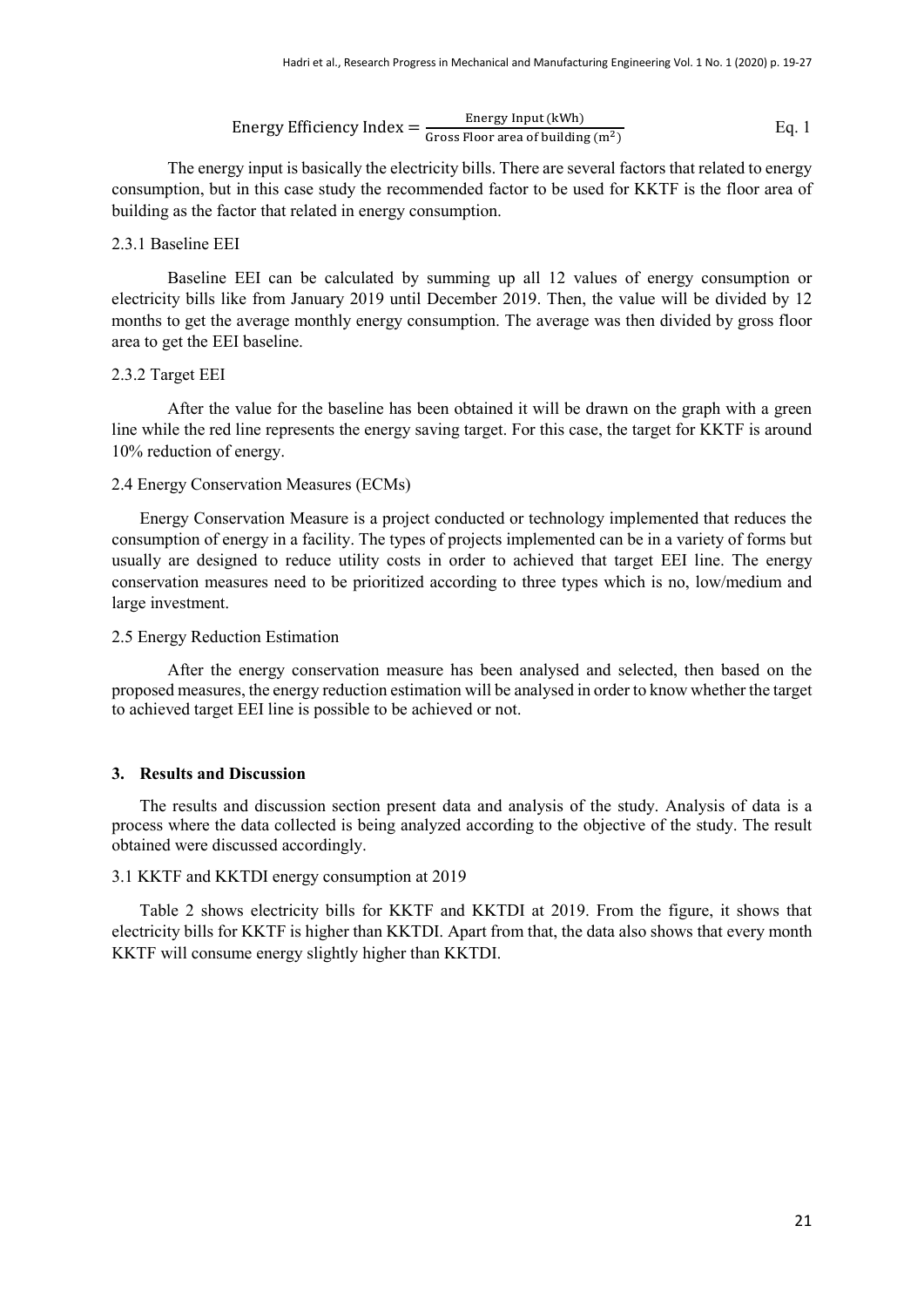$$\text{Energy Efficiency Index} = \frac{\text{Energy Input (kWh)}}{\text{Gross Floor area of building (m}^2\text{)}} \qquad \text{Eq. 1}$$

The energy input is basically the electricity bills. There are several factors that related to energy consumption, but in this case study the recommended factor to be used for KKTF is the floor area of building as the factor that related in energy consumption.

#### 2.3.1 Baseline EEI

Baseline EEI can be calculated by summing up all 12 values of energy consumption or electricity bills like from January 2019 until December 2019. Then, the value will be divided by 12 months to get the average monthly energy consumption. The average was then divided by gross floor area to get the EEI baseline.

#### 2.3.2 Target EEI

After the value for the baseline has been obtained it will be drawn on the graph with a green line while the red line represents the energy saving target. For this case, the target for KKTF is around 10% reduction of energy.

### 2.4 Energy Conservation Measures (ECMs)

Energy Conservation Measure is a project conducted or technology implemented that reduces the consumption of energy in a facility. The types of projects implemented can be in a variety of forms but usually are designed to reduce utility costs in order to achieved that target EEI line. The energy conservation measures need to be prioritized according to three types which is no, low/medium and large investment.

### 2.5 Energy Reduction Estimation

After the energy conservation measure has been analysed and selected, then based on the proposed measures, the energy reduction estimation will be analysed in order to know whether the target to achieved target EEI line is possible to be achieved or not.

## 3. Results and Discussion

The results and discussion section present data and analysis of the study. Analysis of data is a process where the data collected is being analyzed according to the objective of the study. The result obtained were discussed accordingly.

### 3.1 KKTF and KKTDI energy consumption at 2019

Table 2 shows electricity bills for KKTF and KKTDI at 2019. From the figure, it shows that electricity bills for KKTF is higher than KKTDI. Apart from that, the data also shows that every month KKTF will consume energy slightly higher than KKTDI.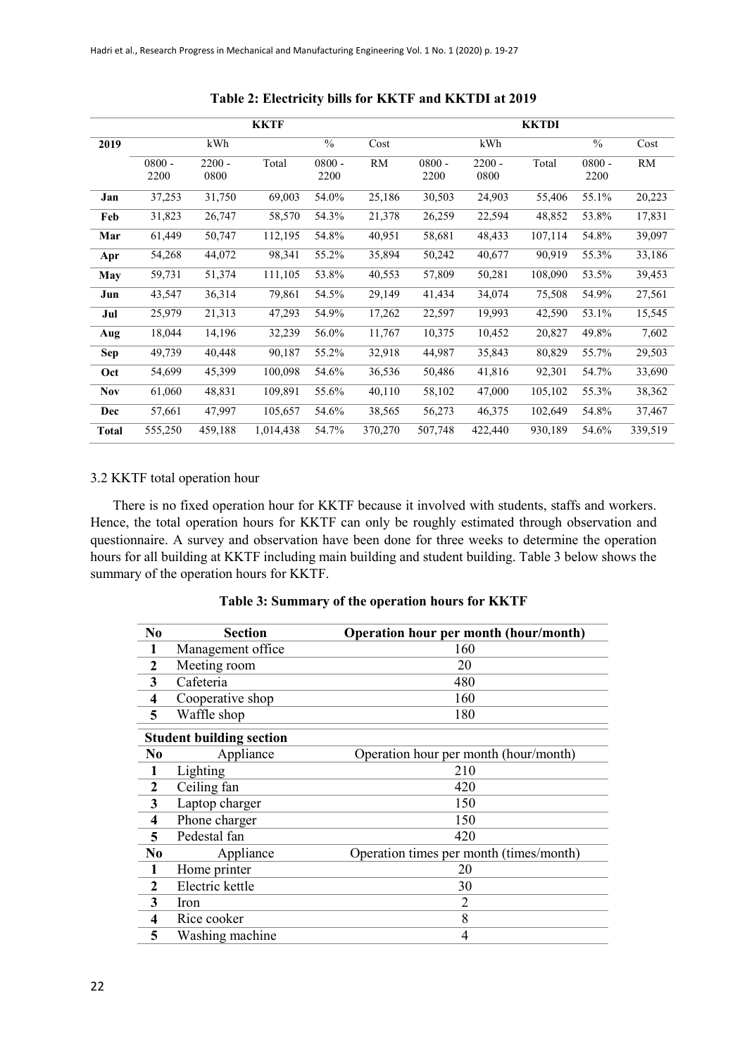**Table 2: Electricity bills for KKTF and KKTDI at 2019**

| | KKTF | | | | | KKTDI | | | | |
|---|---|---|---|---|---|---|---|---|---|---|
| 2019 | kWh | | | % | Cost | kWh | | | % | Cost |
| | 0800 - 2200 | 2200 - 0800 | Total | 0800 - 2200 | RM | 0800 - 2200 | 2200 - 0800 | Total | 0800 - 2200 | RM |
| **Jan** | 37,253 | 31,750 | 69,003 | 54.0% | 25,186 | 30,503 | 24,903 | 55,406 | 55.1% | 20,223 |
| **Feb** | 31,823 | 26,747 | 58,570 | 54.3% | 21,378 | 26,259 | 22,594 | 48,852 | 53.8% | 17,831 |
| **Mar** | 61,449 | 50,747 | 112,195 | 54.8% | 40,951 | 58,681 | 48,433 | 107,114 | 54.8% | 39,097 |
| **Apr** | 54,268 | 44,072 | 98,341 | 55.2% | 35,894 | 50,242 | 40,677 | 90,919 | 55.3% | 33,186 |
| **May** | 59,731 | 51,374 | 111,105 | 53.8% | 40,553 | 57,809 | 50,281 | 108,090 | 53.5% | 39,453 |
| **Jun** | 43,547 | 36,314 | 79,861 | 54.5% | 29,149 | 41,434 | 34,074 | 75,508 | 54.9% | 27,561 |
| **Jul** | 25,979 | 21,313 | 47,293 | 54.9% | 17,262 | 22,597 | 19,993 | 42,590 | 53.1% | 15,545 |
| **Aug** | 18,044 | 14,196 | 32,239 | 56.0% | 11,767 | 10,375 | 10,452 | 20,827 | 49.8% | 7,602 |
| **Sep** | 49,739 | 40,448 | 90,187 | 55.2% | 32,918 | 44,987 | 35,843 | 80,829 | 55.7% | 29,503 |
| **Oct** | 54,699 | 45,399 | 100,098 | 54.6% | 36,536 | 50,486 | 41,816 | 92,301 | 54.7% | 33,690 |
| **Nov** | 61,060 | 48,831 | 109,891 | 55.6% | 40,110 | 58,102 | 47,000 | 105,102 | 55.3% | 38,362 |
| **Dec** | 57,661 | 47,997 | 105,657 | 54.6% | 38,565 | 56,273 | 46,375 | 102,649 | 54.8% | 37,467 |
| **Total** | 555,250 | 459,188 | 1,014,438 | 54.7% | 370,270 | 507,748 | 422,440 | 930,189 | 54.6% | 339,519 |

3.2 KKTF total operation hour

There is no fixed operation hour for KKTF because it involved with students, staffs and workers. Hence, the total operation hours for KKTF can only be roughly estimated through observation and questionnaire. A survey and observation have been done for three weeks to determine the operation hours for all building at KKTF including main building and student building. Table 3 below shows the summary of the operation hours for KKTF.

**Table 3: Summary of the operation hours for KKTF**

| No | Section | Operation hour per month (hour/month) |
|---|---|---|
| 1 | Management office | 160 |
| 2 | Meeting room | 20 |
| 3 | Cafeteria | 480 |
| 4 | Cooperative shop | 160 |
| 5 | Waffle shop | 180 |
| **Student building section** | | |
| **No** | Appliance | Operation hour per month (hour/month) |
| 1 | Lighting | 210 |
| 2 | Ceiling fan | 420 |
| 3 | Laptop charger | 150 |
| 4 | Phone charger | 150 |
| 5 | Pedestal fan | 420 |
| **No** | Appliance | Operation times per month (times/month) |
| 1 | Home printer | 20 |
| 2 | Electric kettle | 30 |
| 3 | Iron | 2 |
| 4 | Rice cooker | 8 |
| 5 | Washing machine | 4 |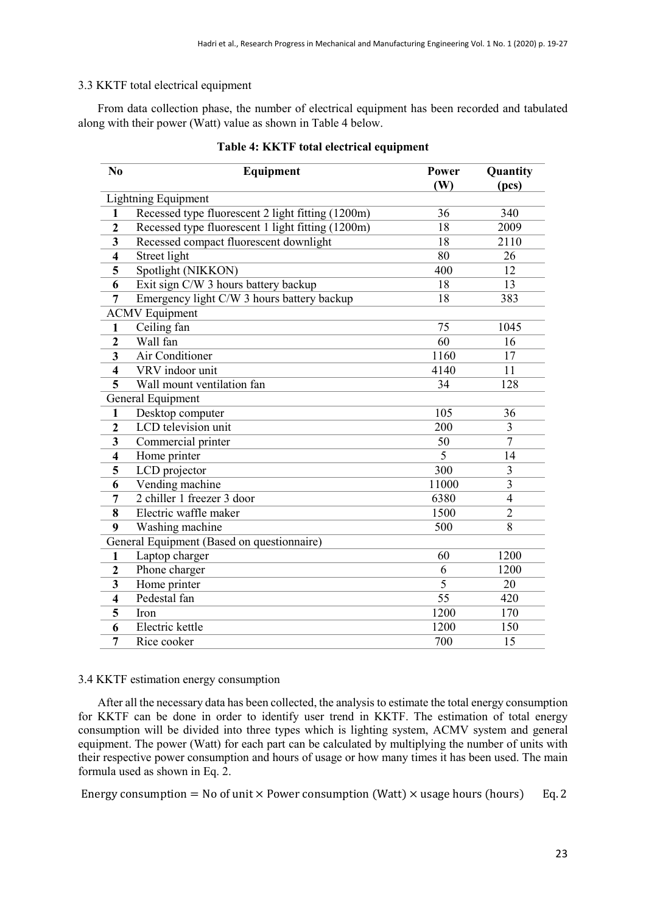### 3.3 KKTF total electrical equipment

From data collection phase, the number of electrical equipment has been recorded and tabulated along with their power (Watt) value as shown in Table 4 below.

**Table 4: KKTF total electrical equipment**

| No | Equipment | Power (W) | Quantity (pcs) |
|---|---|---|---|
| Lightning Equipment | | | |
| 1 | Recessed type fluorescent 2 light fitting (1200m) | 36 | 340 |
| 2 | Recessed type fluorescent 1 light fitting (1200m) | 18 | 2009 |
| 3 | Recessed compact fluorescent downlight | 18 | 2110 |
| 4 | Street light | 80 | 26 |
| 5 | Spotlight (NIKKON) | 400 | 12 |
| 6 | Exit sign C/W 3 hours battery backup | 18 | 13 |
| 7 | Emergency light C/W 3 hours battery backup | 18 | 383 |
| ACMV Equipment | | | |
| 1 | Ceiling fan | 75 | 1045 |
| 2 | Wall fan | 60 | 16 |
| 3 | Air Conditioner | 1160 | 17 |
| 4 | VRV indoor unit | 4140 | 11 |
| 5 | Wall mount ventilation fan | 34 | 128 |
| General Equipment | | | |
| 1 | Desktop computer | 105 | 36 |
| 2 | LCD television unit | 200 | 3 |
| 3 | Commercial printer | 50 | 7 |
| 4 | Home printer | 5 | 14 |
| 5 | LCD projector | 300 | 3 |
| 6 | Vending machine | 11000 | 3 |
| 7 | 2 chiller 1 freezer 3 door | 6380 | 4 |
| 8 | Electric waffle maker | 1500 | 2 |
| 9 | Washing machine | 500 | 8 |
| General Equipment (Based on questionnaire) | | | |
| 1 | Laptop charger | 60 | 1200 |
| 2 | Phone charger | 6 | 1200 |
| 3 | Home printer | 5 | 20 |
| 4 | Pedestal fan | 55 | 420 |
| 5 | Iron | 1200 | 170 |
| 6 | Electric kettle | 1200 | 150 |
| 7 | Rice cooker | 700 | 15 |

### 3.4 KKTF estimation energy consumption

After all the necessary data has been collected, the analysis to estimate the total energy consumption for KKTF can be done in order to identify user trend in KKTF. The estimation of total energy consumption will be divided into three types which is lighting system, ACMV system and general equipment. The power (Watt) for each part can be calculated by multiplying the number of units with their respective power consumption and hours of usage or how many times it has been used. The main formula used as shown in Eq. 2.

$$\text{Energy consumption} = \text{No of unit} \times \text{Power consumption (Watt)} \times \text{usage hours (hours)} \qquad \text{Eq. 2}$$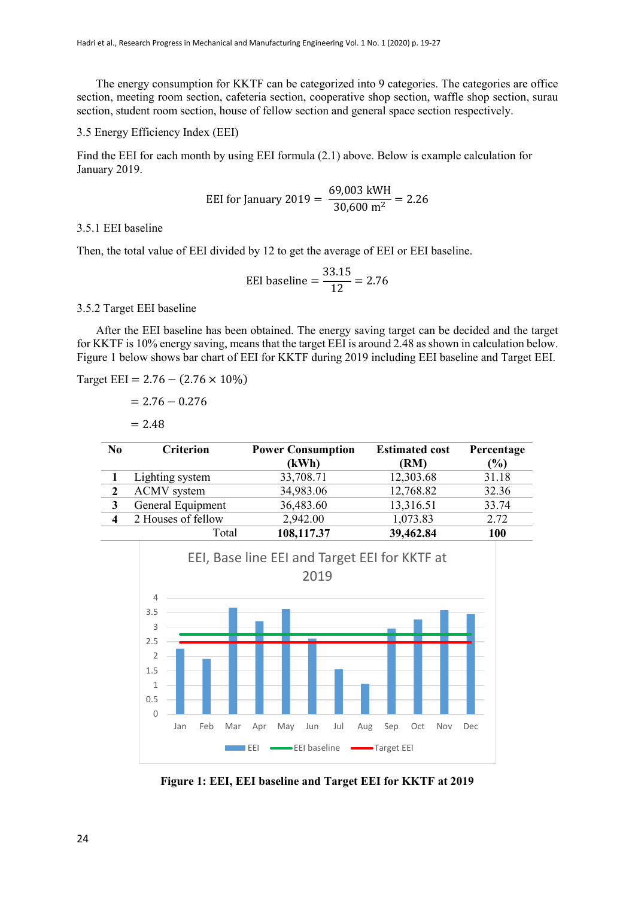The energy consumption for KKTF can be categorized into 9 categories. The categories are office section, meeting room section, cafeteria section, cooperative shop section, waffle shop section, surau section, student room section, house of fellow section and general space section respectively.

3.5 Energy Efficiency Index (EEI)

Find the EEI for each month by using EEI formula (2.1) above. Below is example calculation for January 2019.

$$\text{EEI for January 2019} = \frac{69{,}003\ \text{kWH}}{30{,}600\ \text{m}^2} = 2.26$$

3.5.1 EEI baseline

Then, the total value of EEI divided by 12 to get the average of EEI or EEI baseline.

$$\text{EEI baseline} = \frac{33.15}{12} = 2.76$$

3.5.2 Target EEI baseline

After the EEI baseline has been obtained. The energy saving target can be decided and the target for KKTF is 10% energy saving, means that the target EEI is around 2.48 as shown in calculation below. Figure 1 below shows bar chart of EEI for KKTF during 2019 including EEI baseline and Target EEI.

$$\text{Target EEI} = 2.76 - (2.76 \times 10\%)$$

$$= 2.76 - 0.276$$

$$= 2.48$$

| No | Criterion | Power Consumption (kWh) | Estimated cost (RM) | Percentage (%) |
|---|---|---|---|---|
| 1 | Lighting system | 33,708.71 | 12,303.68 | 31.18 |
| 2 | ACMV system | 34,983.06 | 12,768.82 | 32.36 |
| 3 | General Equipment | 36,483.60 | 13,316.51 | 33.74 |
| 4 | 2 Houses of fellow | 2,942.00 | 1,073.83 | 2.72 |
| | Total | **108,117.37** | **39,462.84** | **100** |

**Figure 1: EEI, EEI baseline and Target EEI for KKTF at 2019**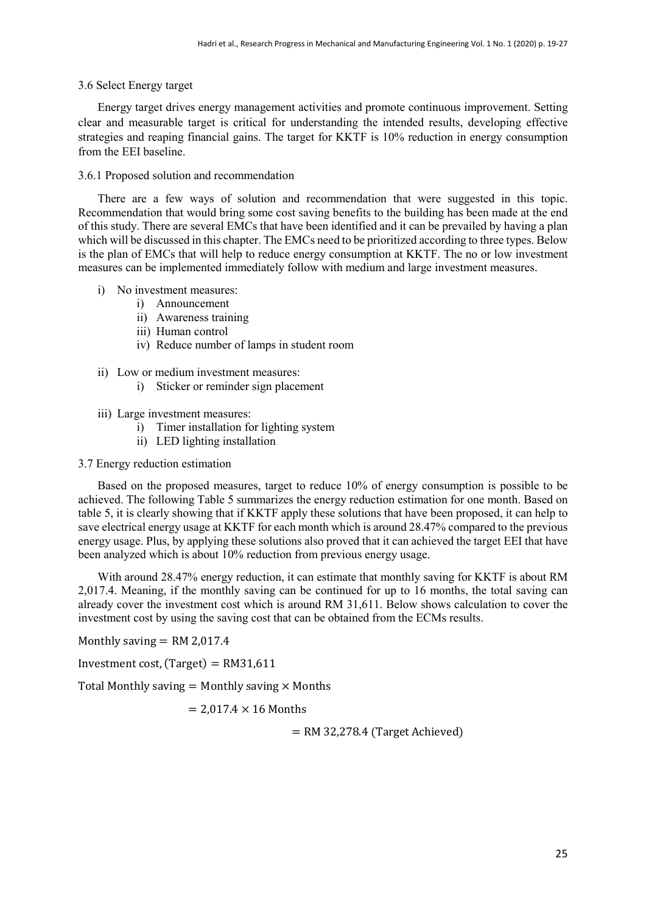### 3.6 Select Energy target

Energy target drives energy management activities and promote continuous improvement. Setting clear and measurable target is critical for understanding the intended results, developing effective strategies and reaping financial gains. The target for KKTF is 10% reduction in energy consumption from the EEI baseline.

#### 3.6.1 Proposed solution and recommendation

There are a few ways of solution and recommendation that were suggested in this topic. Recommendation that would bring some cost saving benefits to the building has been made at the end of this study. There are several EMCs that have been identified and it can be prevailed by having a plan which will be discussed in this chapter. The EMCs need to be prioritized according to three types. Below is the plan of EMCs that will help to reduce energy consumption at KKTF. The no or low investment measures can be implemented immediately follow with medium and large investment measures.

i) No investment measures:
   i) Announcement
   ii) Awareness training
   iii) Human control
   iv) Reduce number of lamps in student room

ii) Low or medium investment measures:
   i) Sticker or reminder sign placement

iii) Large investment measures:
   i) Timer installation for lighting system
   ii) LED lighting installation

### 3.7 Energy reduction estimation

Based on the proposed measures, target to reduce 10% of energy consumption is possible to be achieved. The following Table 5 summarizes the energy reduction estimation for one month. Based on table 5, it is clearly showing that if KKTF apply these solutions that have been proposed, it can help to save electrical energy usage at KKTF for each month which is around 28.47% compared to the previous energy usage. Plus, by applying these solutions also proved that it can achieved the target EEI that have been analyzed which is about 10% reduction from previous energy usage.

With around 28.47% energy reduction, it can estimate that monthly saving for KKTF is about RM 2,017.4. Meaning, if the monthly saving can be continued for up to 16 months, the total saving can already cover the investment cost which is around RM 31,611. Below shows calculation to cover the investment cost by using the saving cost that can be obtained from the ECMs results.

$$\text{Monthly saving} = \text{RM } 2{,}017.4$$

$$\text{Investment cost, (Target)} = \text{RM}31{,}611$$

$$\text{Total Monthly saving} = \text{Monthly saving} \times \text{Months}$$

$$= 2{,}017.4 \times 16 \text{ Months}$$

$$= \text{RM } 32{,}278.4 \text{ (Target Achieved)}$$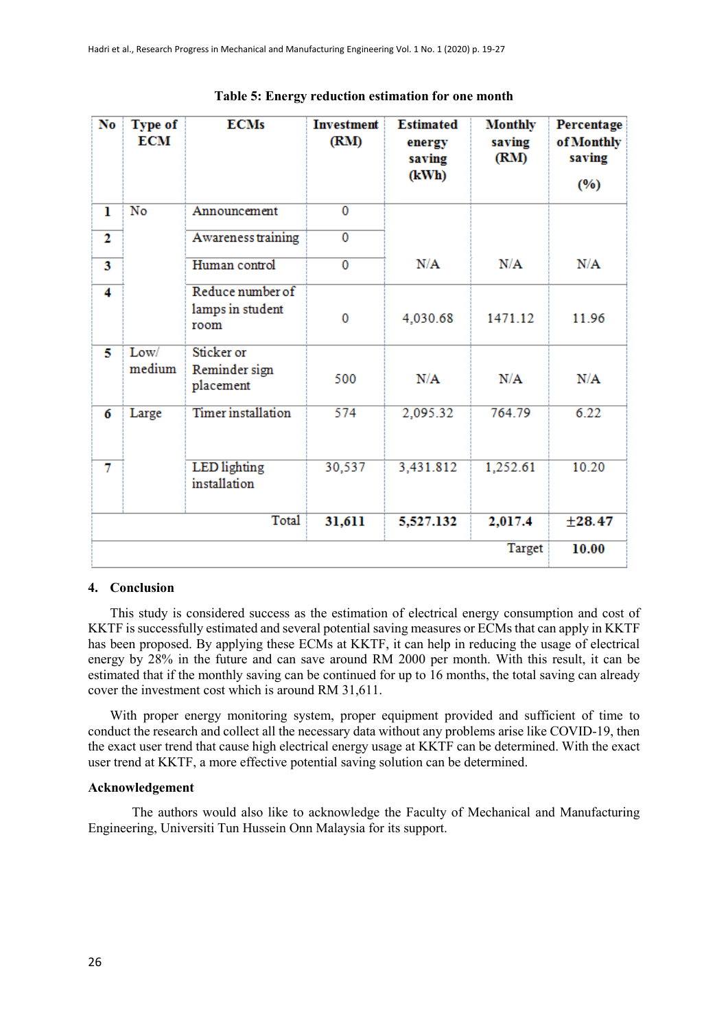**Table 5: Energy reduction estimation for one month**

| No | Type of ECM | ECMs | Investment (RM) | Estimated energy saving (kWh) | Monthly saving (RM) | Percentage of Monthly saving (%) |
|---|---|---|---|---|---|---|
| 1 | No | Announcement | 0 | N/A | N/A | N/A |
| 2 | | Awareness training | 0 | | | |
| 3 | | Human control | 0 | | | |
| 4 | | Reduce number of lamps in student room | 0 | 4,030.68 | 1471.12 | 11.96 |
| 5 | Low/ medium | Sticker or Reminder sign placement | 500 | N/A | N/A | N/A |
| 6 | Large | Timer installation | 574 | 2,095.32 | 764.79 | 6.22 |
| 7 | | LED lighting installation | 30,537 | 3,431.812 | 1,252.61 | 10.20 |
| | | Total | **31,611** | **5,527.132** | **2,017.4** | **±28.47** |
| | | | | | Target | **10.00** |

## 4. Conclusion

This study is considered success as the estimation of electrical energy consumption and cost of KKTF is successfully estimated and several potential saving measures or ECMs that can apply in KKTF has been proposed. By applying these ECMs at KKTF, it can help in reducing the usage of electrical energy by 28% in the future and can save around RM 2000 per month. With this result, it can be estimated that if the monthly saving can be continued for up to 16 months, the total saving can already cover the investment cost which is around RM 31,611.

With proper energy monitoring system, proper equipment provided and sufficient of time to conduct the research and collect all the necessary data without any problems arise like COVID-19, then the exact user trend that cause high electrical energy usage at KKTF can be determined. With the exact user trend at KKTF, a more effective potential saving solution can be determined.

## Acknowledgement

The authors would also like to acknowledge the Faculty of Mechanical and Manufacturing Engineering, Universiti Tun Hussein Onn Malaysia for its support.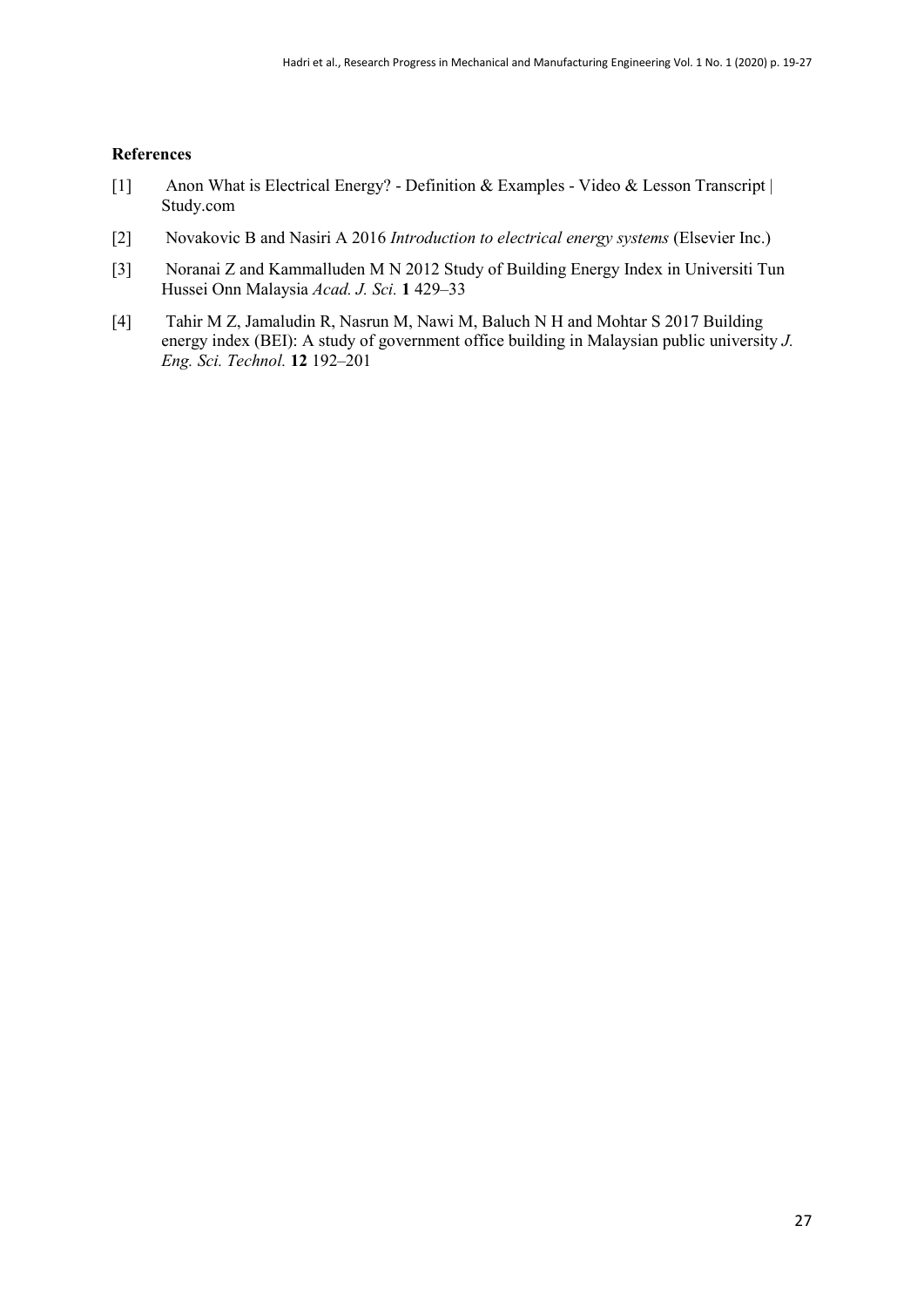**References**

[1] Anon What is Electrical Energy? - Definition & Examples - Video & Lesson Transcript | Study.com

[2] Novakovic B and Nasiri A 2016 *Introduction to electrical energy systems* (Elsevier Inc.)

[3] Noranai Z and Kammalluden M N 2012 Study of Building Energy Index in Universiti Tun Hussei Onn Malaysia *Acad. J. Sci.* **1** 429–33

[4] Tahir M Z, Jamaludin R, Nasrun M, Nawi M, Baluch N H and Mohtar S 2017 Building energy index (BEI): A study of government office building in Malaysian public university *J. Eng. Sci. Technol.* **12** 192–201